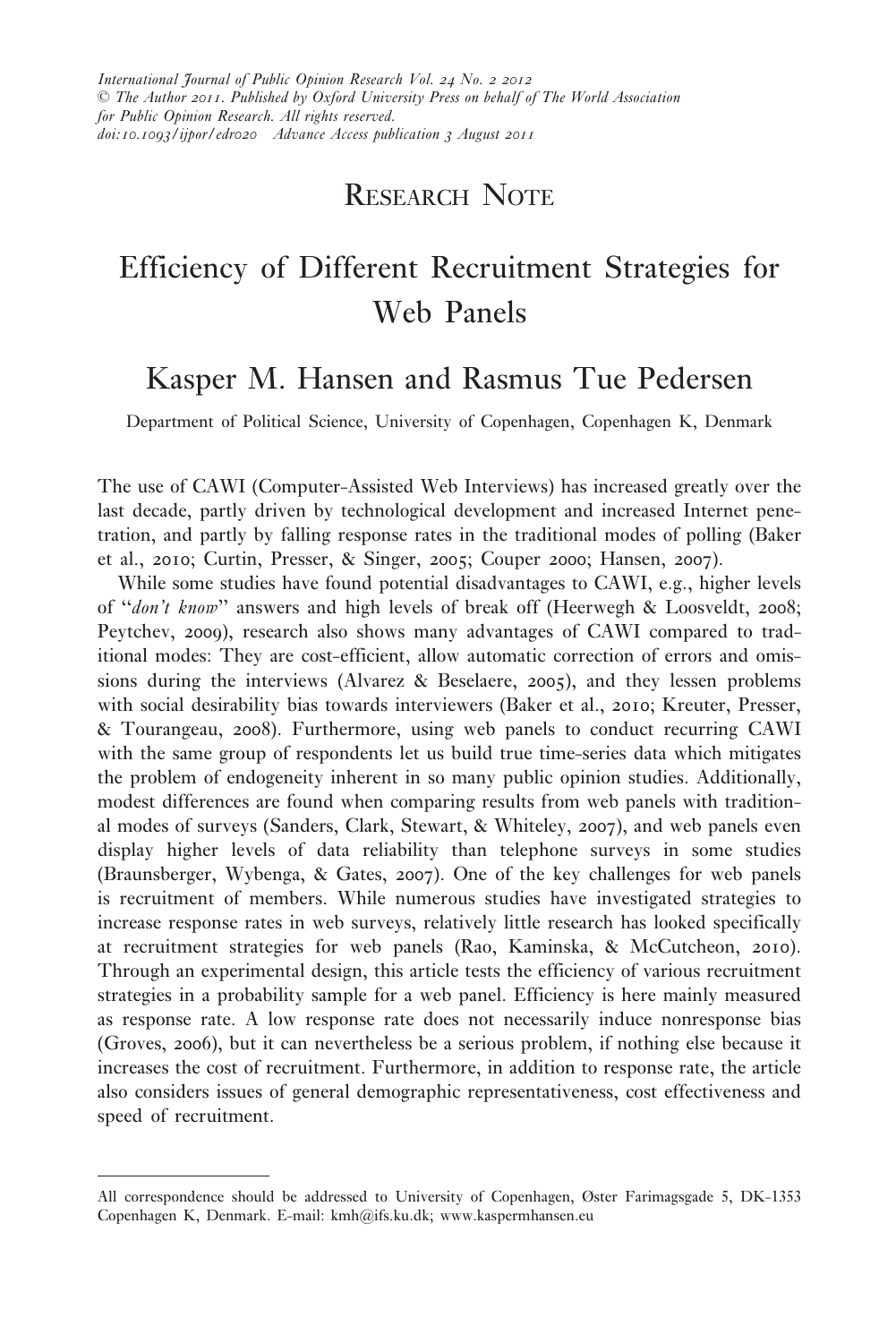International Journal of Public Opinion Research Vol. 24 No. 2 2012
© The Author 2011. Published by Oxford University Press on behalf of The World Association for Public Opinion Research. All rights reserved.
doi:10.1093/ijpor/edr020 Advance Access publication 3 August 2011

## Research Note

# Efficiency of Different Recruitment Strategies for Web Panels

## Kasper M. Hansen and Rasmus Tue Pedersen

Department of Political Science, University of Copenhagen, Copenhagen K, Denmark

The use of CAWI (Computer-Assisted Web Interviews) has increased greatly over the last decade, partly driven by technological development and increased Internet penetration, and partly by falling response rates in the traditional modes of polling (Baker et al., 2010; Curtin, Presser, & Singer, 2005; Couper 2000; Hansen, 2007).

While some studies have found potential disadvantages to CAWI, e.g., higher levels of "*don't know*" answers and high levels of break off (Heerwegh & Loosveldt, 2008; Peytchev, 2009), research also shows many advantages of CAWI compared to traditional modes: They are cost-efficient, allow automatic correction of errors and omissions during the interviews (Alvarez & Beselaere, 2005), and they lessen problems with social desirability bias towards interviewers (Baker et al., 2010; Kreuter, Presser, & Tourangeau, 2008). Furthermore, using web panels to conduct recurring CAWI with the same group of respondents let us build true time-series data which mitigates the problem of endogeneity inherent in so many public opinion studies. Additionally, modest differences are found when comparing results from web panels with traditional modes of surveys (Sanders, Clark, Stewart, & Whiteley, 2007), and web panels even display higher levels of data reliability than telephone surveys in some studies (Braunsberger, Wybenga, & Gates, 2007). One of the key challenges for web panels is recruitment of members. While numerous studies have investigated strategies to increase response rates in web surveys, relatively little research has looked specifically at recruitment strategies for web panels (Rao, Kaminska, & McCutcheon, 2010). Through an experimental design, this article tests the efficiency of various recruitment strategies in a probability sample for a web panel. Efficiency is here mainly measured as response rate. A low response rate does not necessarily induce nonresponse bias (Groves, 2006), but it can nevertheless be a serious problem, if nothing else because it increases the cost of recruitment. Furthermore, in addition to response rate, the article also considers issues of general demographic representativeness, cost effectiveness and speed of recruitment.

---

All correspondence should be addressed to University of Copenhagen, Øster Farimagsgade 5, DK-1353 Copenhagen K, Denmark. E-mail: kmh@ifs.ku.dk; www.kaspermhansen.eu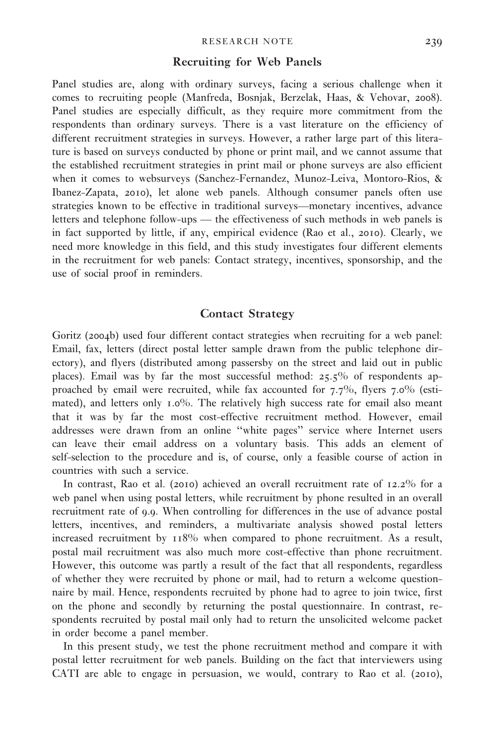## Recruiting for Web Panels

Panel studies are, along with ordinary surveys, facing a serious challenge when it comes to recruiting people (Manfreda, Bosnjak, Berzelak, Haas, & Vehovar, 2008). Panel studies are especially difficult, as they require more commitment from the respondents than ordinary surveys. There is a vast literature on the efficiency of different recruitment strategies in surveys. However, a rather large part of this literature is based on surveys conducted by phone or print mail, and we cannot assume that the established recruitment strategies in print mail or phone surveys are also efficient when it comes to websurveys (Sanchez-Fernandez, Munoz-Leiva, Montoro-Rios, & Ibanez-Zapata, 2010), let alone web panels. Although consumer panels often use strategies known to be effective in traditional surveys—monetary incentives, advance letters and telephone follow-ups — the effectiveness of such methods in web panels is in fact supported by little, if any, empirical evidence (Rao et al., 2010). Clearly, we need more knowledge in this field, and this study investigates four different elements in the recruitment for web panels: Contact strategy, incentives, sponsorship, and the use of social proof in reminders.

## Contact Strategy

Goritz (2004b) used four different contact strategies when recruiting for a web panel: Email, fax, letters (direct postal letter sample drawn from the public telephone directory), and flyers (distributed among passersby on the street and laid out in public places). Email was by far the most successful method: 25.5% of respondents approached by email were recruited, while fax accounted for 7.7%, flyers 7.0% (estimated), and letters only 1.0%. The relatively high success rate for email also meant that it was by far the most cost-effective recruitment method. However, email addresses were drawn from an online ''white pages'' service where Internet users can leave their email address on a voluntary basis. This adds an element of self-selection to the procedure and is, of course, only a feasible course of action in countries with such a service.

In contrast, Rao et al. (2010) achieved an overall recruitment rate of 12.2% for a web panel when using postal letters, while recruitment by phone resulted in an overall recruitment rate of 9.9. When controlling for differences in the use of advance postal letters, incentives, and reminders, a multivariate analysis showed postal letters increased recruitment by 118% when compared to phone recruitment. As a result, postal mail recruitment was also much more cost-effective than phone recruitment. However, this outcome was partly a result of the fact that all respondents, regardless of whether they were recruited by phone or mail, had to return a welcome questionnaire by mail. Hence, respondents recruited by phone had to agree to join twice, first on the phone and secondly by returning the postal questionnaire. In contrast, respondents recruited by postal mail only had to return the unsolicited welcome packet in order become a panel member.

In this present study, we test the phone recruitment method and compare it with postal letter recruitment for web panels. Building on the fact that interviewers using CATI are able to engage in persuasion, we would, contrary to Rao et al. (2010),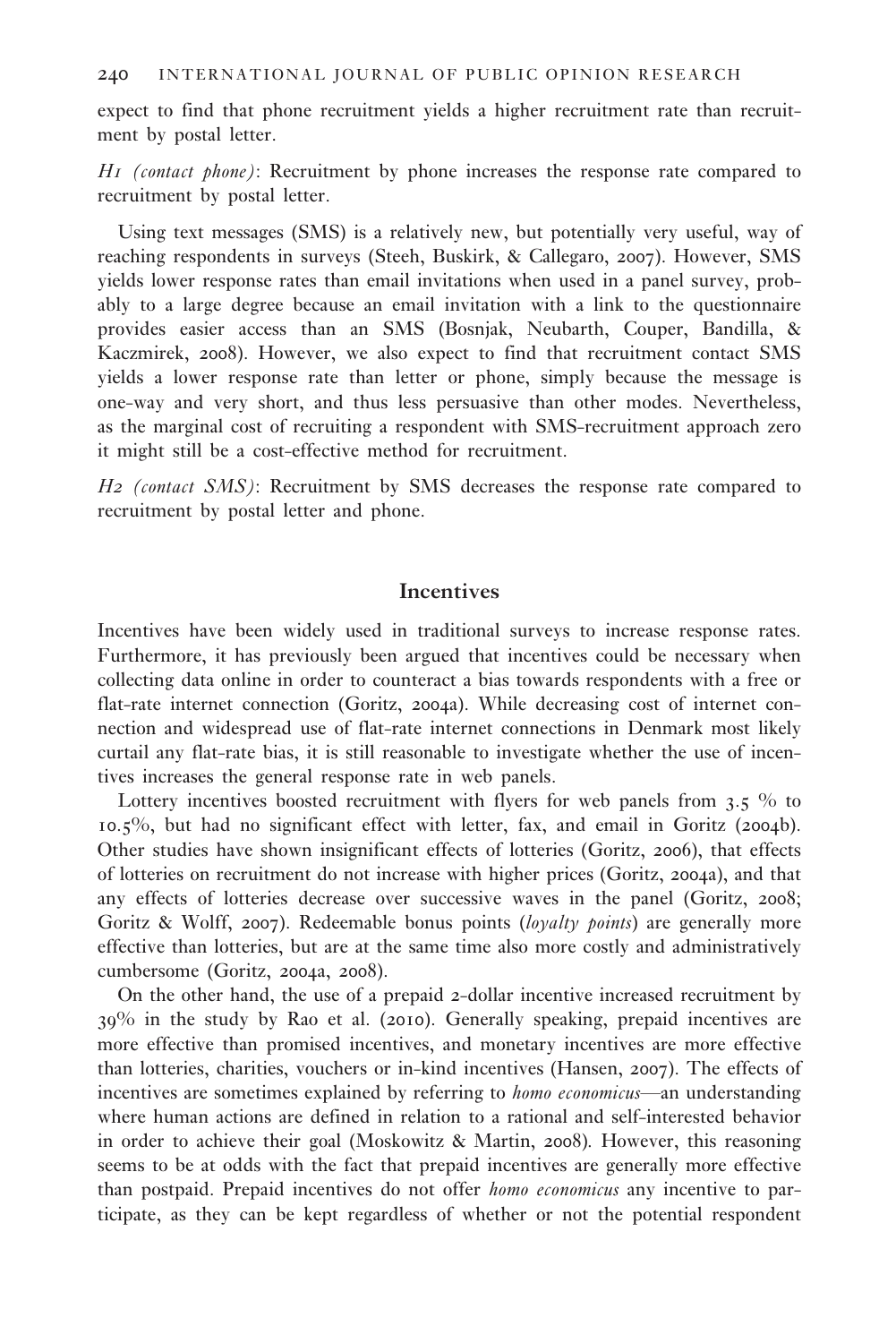expect to find that phone recruitment yields a higher recruitment rate than recruitment by postal letter.

*H1 (contact phone)*: Recruitment by phone increases the response rate compared to recruitment by postal letter.

Using text messages (SMS) is a relatively new, but potentially very useful, way of reaching respondents in surveys (Steeh, Buskirk, & Callegaro, 2007). However, SMS yields lower response rates than email invitations when used in a panel survey, probably to a large degree because an email invitation with a link to the questionnaire provides easier access than an SMS (Bosnjak, Neubarth, Couper, Bandilla, & Kaczmirek, 2008). However, we also expect to find that recruitment contact SMS yields a lower response rate than letter or phone, simply because the message is one-way and very short, and thus less persuasive than other modes. Nevertheless, as the marginal cost of recruiting a respondent with SMS-recruitment approach zero it might still be a cost-effective method for recruitment.

*H2 (contact SMS)*: Recruitment by SMS decreases the response rate compared to recruitment by postal letter and phone.

## Incentives

Incentives have been widely used in traditional surveys to increase response rates. Furthermore, it has previously been argued that incentives could be necessary when collecting data online in order to counteract a bias towards respondents with a free or flat-rate internet connection (Goritz, 2004a). While decreasing cost of internet connection and widespread use of flat-rate internet connections in Denmark most likely curtail any flat-rate bias, it is still reasonable to investigate whether the use of incentives increases the general response rate in web panels.

Lottery incentives boosted recruitment with flyers for web panels from 3.5 % to 10.5%, but had no significant effect with letter, fax, and email in Goritz (2004b). Other studies have shown insignificant effects of lotteries (Goritz, 2006), that effects of lotteries on recruitment do not increase with higher prices (Goritz, 2004a), and that any effects of lotteries decrease over successive waves in the panel (Goritz, 2008; Goritz & Wolff, 2007). Redeemable bonus points (*loyalty points*) are generally more effective than lotteries, but are at the same time also more costly and administratively cumbersome (Goritz, 2004a, 2008).

On the other hand, the use of a prepaid 2-dollar incentive increased recruitment by 39% in the study by Rao et al. (2010). Generally speaking, prepaid incentives are more effective than promised incentives, and monetary incentives are more effective than lotteries, charities, vouchers or in-kind incentives (Hansen, 2007). The effects of incentives are sometimes explained by referring to *homo economicus*—an understanding where human actions are defined in relation to a rational and self-interested behavior in order to achieve their goal (Moskowitz & Martin, 2008). However, this reasoning seems to be at odds with the fact that prepaid incentives are generally more effective than postpaid. Prepaid incentives do not offer *homo economicus* any incentive to participate, as they can be kept regardless of whether or not the potential respondent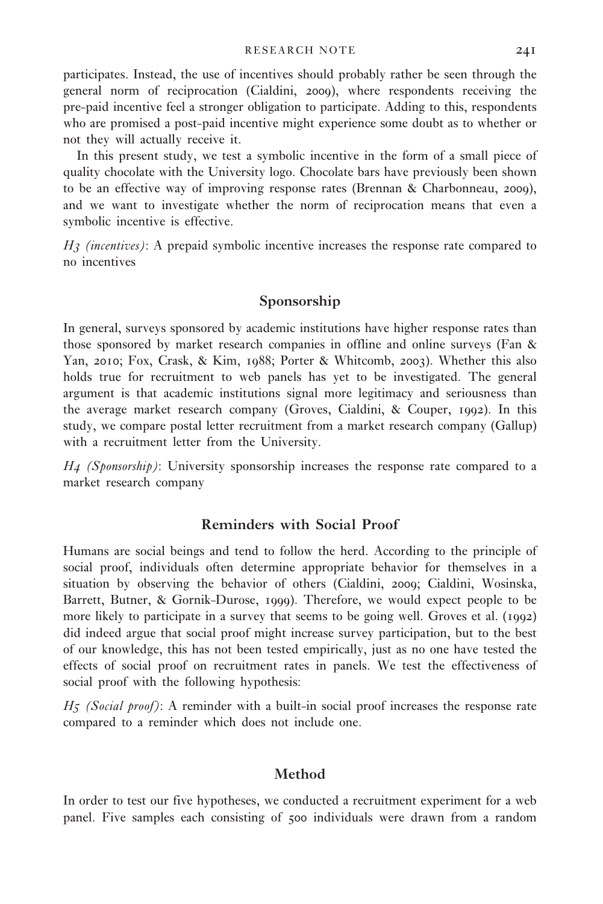participates. Instead, the use of incentives should probably rather be seen through the general norm of reciprocation (Cialdini, 2009), where respondents receiving the pre-paid incentive feel a stronger obligation to participate. Adding to this, respondents who are promised a post-paid incentive might experience some doubt as to whether or not they will actually receive it.

In this present study, we test a symbolic incentive in the form of a small piece of quality chocolate with the University logo. Chocolate bars have previously been shown to be an effective way of improving response rates (Brennan & Charbonneau, 2009), and we want to investigate whether the norm of reciprocation means that even a symbolic incentive is effective.

*H3 (incentives)*: A prepaid symbolic incentive increases the response rate compared to no incentives

## Sponsorship

In general, surveys sponsored by academic institutions have higher response rates than those sponsored by market research companies in offline and online surveys (Fan & Yan, 2010; Fox, Crask, & Kim, 1988; Porter & Whitcomb, 2003). Whether this also holds true for recruitment to web panels has yet to be investigated. The general argument is that academic institutions signal more legitimacy and seriousness than the average market research company (Groves, Cialdini, & Couper, 1992). In this study, we compare postal letter recruitment from a market research company (Gallup) with a recruitment letter from the University.

*H4 (Sponsorship)*: University sponsorship increases the response rate compared to a market research company

## Reminders with Social Proof

Humans are social beings and tend to follow the herd. According to the principle of social proof, individuals often determine appropriate behavior for themselves in a situation by observing the behavior of others (Cialdini, 2009; Cialdini, Wosinska, Barrett, Butner, & Gornik-Durose, 1999). Therefore, we would expect people to be more likely to participate in a survey that seems to be going well. Groves et al. (1992) did indeed argue that social proof might increase survey participation, but to the best of our knowledge, this has not been tested empirically, just as no one have tested the effects of social proof on recruitment rates in panels. We test the effectiveness of social proof with the following hypothesis:

*H5 (Social proof)*: A reminder with a built-in social proof increases the response rate compared to a reminder which does not include one.

## Method

In order to test our five hypotheses, we conducted a recruitment experiment for a web panel. Five samples each consisting of 500 individuals were drawn from a random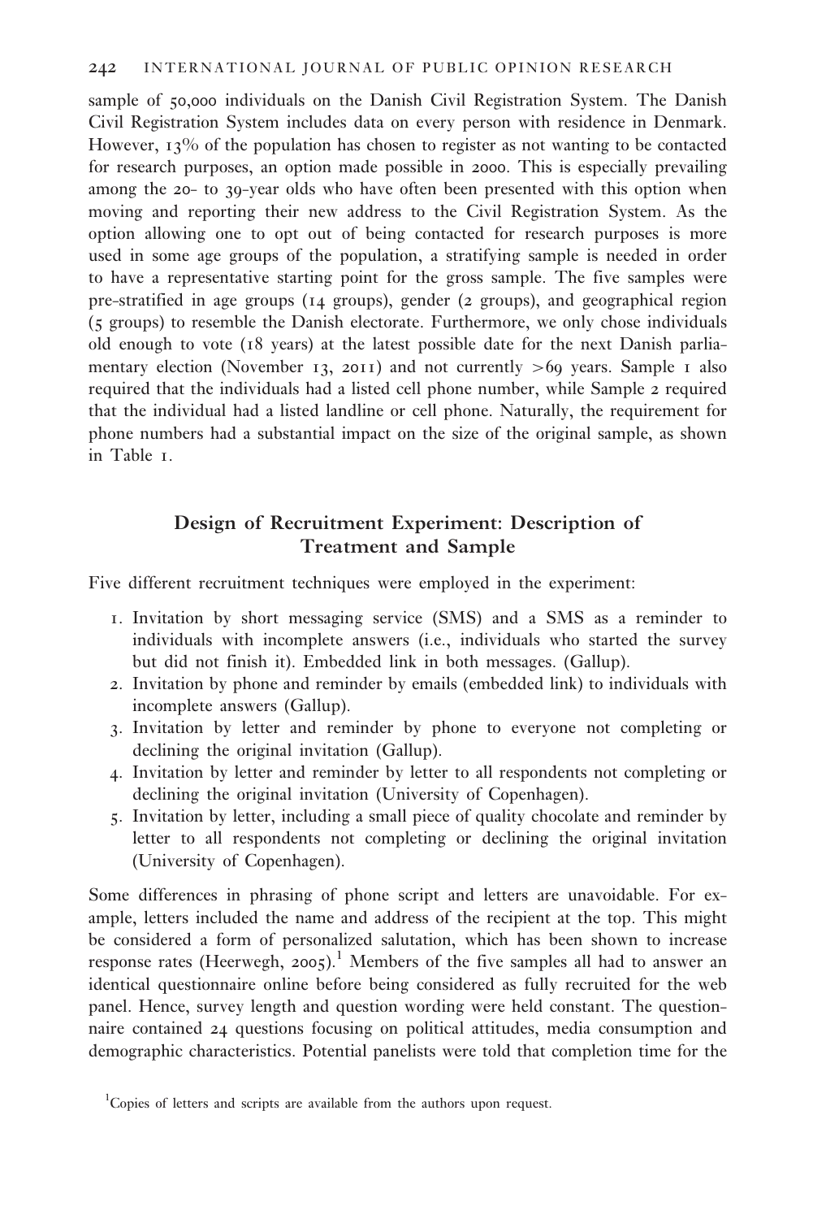sample of 50,000 individuals on the Danish Civil Registration System. The Danish Civil Registration System includes data on every person with residence in Denmark. However, 13% of the population has chosen to register as not wanting to be contacted for research purposes, an option made possible in 2000. This is especially prevailing among the 20- to 39-year olds who have often been presented with this option when moving and reporting their new address to the Civil Registration System. As the option allowing one to opt out of being contacted for research purposes is more used in some age groups of the population, a stratifying sample is needed in order to have a representative starting point for the gross sample. The five samples were pre-stratified in age groups (14 groups), gender (2 groups), and geographical region (5 groups) to resemble the Danish electorate. Furthermore, we only chose individuals old enough to vote (18 years) at the latest possible date for the next Danish parliamentary election (November 13, 2011) and not currently >69 years. Sample 1 also required that the individuals had a listed cell phone number, while Sample 2 required that the individual had a listed landline or cell phone. Naturally, the requirement for phone numbers had a substantial impact on the size of the original sample, as shown in Table 1.

## Design of Recruitment Experiment: Description of Treatment and Sample

Five different recruitment techniques were employed in the experiment:

1. Invitation by short messaging service (SMS) and a SMS as a reminder to individuals with incomplete answers (i.e., individuals who started the survey but did not finish it). Embedded link in both messages. (Gallup).
2. Invitation by phone and reminder by emails (embedded link) to individuals with incomplete answers (Gallup).
3. Invitation by letter and reminder by phone to everyone not completing or declining the original invitation (Gallup).
4. Invitation by letter and reminder by letter to all respondents not completing or declining the original invitation (University of Copenhagen).
5. Invitation by letter, including a small piece of quality chocolate and reminder by letter to all respondents not completing or declining the original invitation (University of Copenhagen).

Some differences in phrasing of phone script and letters are unavoidable. For example, letters included the name and address of the recipient at the top. This might be considered a form of personalized salutation, which has been shown to increase response rates (Heerwegh, 2005).[1] Members of the five samples all had to answer an identical questionnaire online before being considered as fully recruited for the web panel. Hence, survey length and question wording were held constant. The questionnaire contained 24 questions focusing on political attitudes, media consumption and demographic characteristics. Potential panelists were told that completion time for the

[1] Copies of letters and scripts are available from the authors upon request.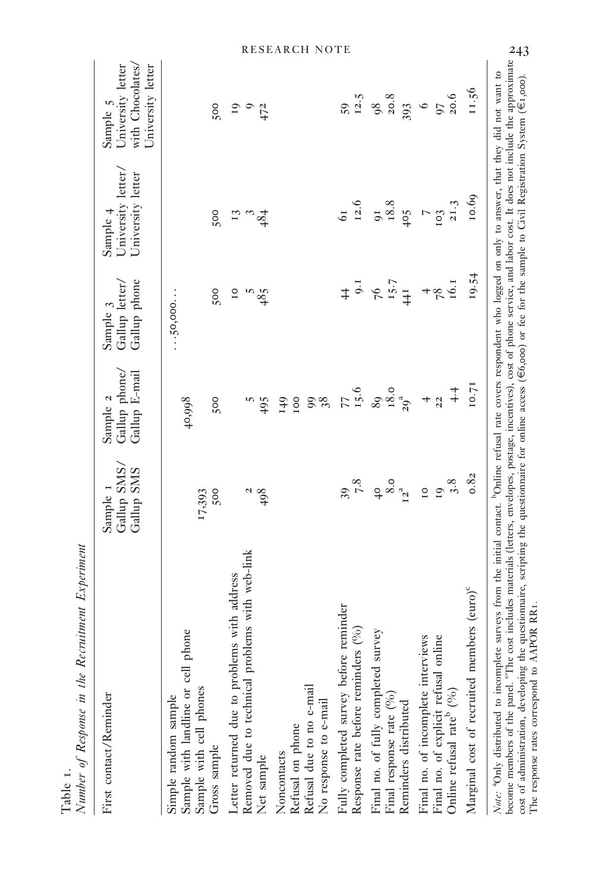Table 1.
*Number of Response in the Recruitment Experiment*

| First contact/Reminder | Sample 1 Gallup SMS/ Gallup SMS | Sample 2 Gallup phone/ Gallup E-mail | Sample 3 Gallup letter/ Gallup phone | Sample 4 University letter/ University letter | Sample 5 University letter with Chocolates/ University letter |
|---|---|---|---|---|---|
| Simple random sample | | | ...50,000... | | |
| Sample with landline or cell phone | | 40,998 | | | |
| Sample with cell phones | 17,393 | | | | |
| Gross sample | 500 | 500 | 500 | 500 | 500 |
| Letter returned due to problems with address | | | 10 | 13 | 19 |
| Removed due to technical problems with web-link | 2 | 5 | 5 | 3 | 9 |
| Net sample | 498 | 495 | 485 | 484 | 472 |
| Noncontacts | | 149 | | | |
| Refusal on phone | | 100 | | | |
| Refusal due to no e-mail | | 99 | | | |
| No response to e-mail | | 38 | | | |
| Fully completed survey before reminder | 39 | 77 | 44 | 61 | 59 |
| Response rate before reminders (%) | 7.8 | 15.6 | 9.1 | 12.6 | 12.5 |
| Final no. of fully completed survey | 40 | 89 | 76 | 91 | 98 |
| Final response rate (%) | 8.0 | 18.0 | 15.7 | 18.8 | 20.8 |
| Reminders distributed | 12[a] | 29[a] | 441 | 405 | 393 |
| Final no. of incomplete interviews | 10 | 4 | 4 | 7 | 6 |
| Final no. of explicit refusal online | 19 | 22 | 78 | 103 | 97 |
| Online refusal rate[b] (%) | 3.8 | 4.4 | 16.1 | 21.3 | 20.6 |
| Marginal cost of recruited members (euro)[c] | 0.82 | 10.71 | 19.54 | 10.69 | 11.56 |

*Note:* [a]Only distributed to incomplete surveys from the initial contact. [b]Online refusal rate covers respondent who logged on only to answer, that they did not want to become members of the panel. [c]The cost includes materials (letters, envelopes, postage, incentives), cost of phone service, and labor cost. It does not include the approximate cost of administration, developing the questionnaire, scripting the questionnaire for online access (€6,000) or fee for the sample to Civil Registration System (€1,000). The response rates correspond to AAPOR RR1.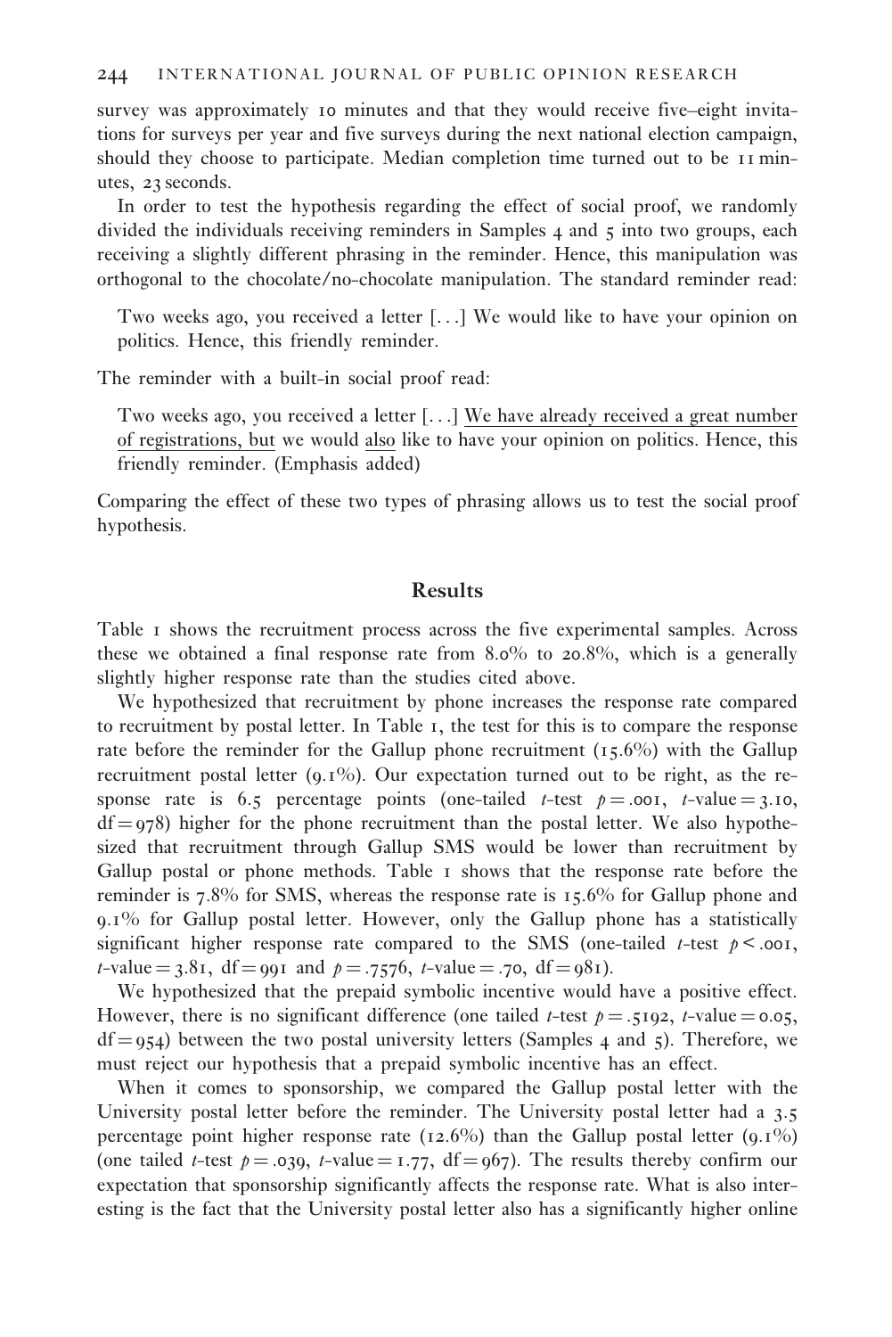survey was approximately 10 minutes and that they would receive five–eight invitations for surveys per year and five surveys during the next national election campaign, should they choose to participate. Median completion time turned out to be 11 minutes, 23 seconds.

In order to test the hypothesis regarding the effect of social proof, we randomly divided the individuals receiving reminders in Samples 4 and 5 into two groups, each receiving a slightly different phrasing in the reminder. Hence, this manipulation was orthogonal to the chocolate/no-chocolate manipulation. The standard reminder read:

> Two weeks ago, you received a letter [...] We would like to have your opinion on politics. Hence, this friendly reminder.

The reminder with a built-in social proof read:

> Two weeks ago, you received a letter [...] <u>We have already received a great number of registrations, but</u> we would <u>also</u> like to have your opinion on politics. Hence, this friendly reminder. (Emphasis added)

Comparing the effect of these two types of phrasing allows us to test the social proof hypothesis.

## Results

Table 1 shows the recruitment process across the five experimental samples. Across these we obtained a final response rate from 8.0% to 20.8%, which is a generally slightly higher response rate than the studies cited above.

We hypothesized that recruitment by phone increases the response rate compared to recruitment by postal letter. In Table 1, the test for this is to compare the response rate before the reminder for the Gallup phone recruitment (15.6%) with the Gallup recruitment postal letter (9.1%). Our expectation turned out to be right, as the response rate is 6.5 percentage points (one-tailed $t$-test $p = .001$, $t$-value $= 3.10$, $\mathrm{df} = 978$) higher for the phone recruitment than the postal letter. We also hypothesized that recruitment through Gallup SMS would be lower than recruitment by Gallup postal or phone methods. Table 1 shows that the response rate before the reminder is 7.8% for SMS, whereas the response rate is 15.6% for Gallup phone and 9.1% for Gallup postal letter. However, only the Gallup phone has a statistically significant higher response rate compared to the SMS (one-tailed $t$-test $p < .001$, $t$-value $= 3.81$, $\mathrm{df} = 991$ and $p = .7576$, $t$-value $= .70$, $\mathrm{df} = 981$).

We hypothesized that the prepaid symbolic incentive would have a positive effect. However, there is no significant difference (one tailed $t$-test $p = .5192$, $t$-value $= 0.05$, $\mathrm{df} = 954$) between the two postal university letters (Samples 4 and 5). Therefore, we must reject our hypothesis that a prepaid symbolic incentive has an effect.

When it comes to sponsorship, we compared the Gallup postal letter with the University postal letter before the reminder. The University postal letter had a 3.5 percentage point higher response rate (12.6%) than the Gallup postal letter (9.1%) (one tailed $t$-test $p = .039$, $t$-value $= 1.77$, $\mathrm{df} = 967$). The results thereby confirm our expectation that sponsorship significantly affects the response rate. What is also interesting is the fact that the University postal letter also has a significantly higher online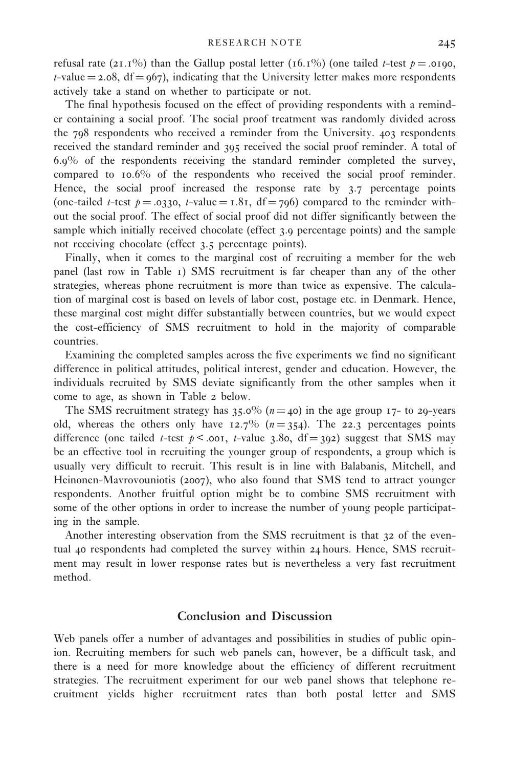refusal rate (21.1%) than the Gallup postal letter (16.1%) (one tailed *t*-test $p = .0190$, *t*-value = 2.08, df = 967), indicating that the University letter makes more respondents actively take a stand on whether to participate or not.

The final hypothesis focused on the effect of providing respondents with a reminder containing a social proof. The social proof treatment was randomly divided across the 798 respondents who received a reminder from the University. 403 respondents received the standard reminder and 395 received the social proof reminder. A total of 6.9% of the respondents receiving the standard reminder completed the survey, compared to 10.6% of the respondents who received the social proof reminder. Hence, the social proof increased the response rate by 3.7 percentage points (one-tailed *t*-test $p = .0330$, *t*-value = 1.81, df = 796) compared to the reminder without the social proof. The effect of social proof did not differ significantly between the sample which initially received chocolate (effect 3.9 percentage points) and the sample not receiving chocolate (effect 3.5 percentage points).

Finally, when it comes to the marginal cost of recruiting a member for the web panel (last row in Table 1) SMS recruitment is far cheaper than any of the other strategies, whereas phone recruitment is more than twice as expensive. The calculation of marginal cost is based on levels of labor cost, postage etc. in Denmark. Hence, these marginal cost might differ substantially between countries, but we would expect the cost-efficiency of SMS recruitment to hold in the majority of comparable countries.

Examining the completed samples across the five experiments we find no significant difference in political attitudes, political interest, gender and education. However, the individuals recruited by SMS deviate significantly from the other samples when it come to age, as shown in Table 2 below.

The SMS recruitment strategy has 35.0% ($n = 40$) in the age group 17- to 29-years old, whereas the others only have 12.7% ($n = 354$). The 22.3 percentages points difference (one tailed *t*-test $p < .001$, *t*-value 3.80, df = 392) suggest that SMS may be an effective tool in recruiting the younger group of respondents, a group which is usually very difficult to recruit. This result is in line with Balabanis, Mitchell, and Heinonen-Mavrovouniotis (2007), who also found that SMS tend to attract younger respondents. Another fruitful option might be to combine SMS recruitment with some of the other options in order to increase the number of young people participating in the sample.

Another interesting observation from the SMS recruitment is that 32 of the eventual 40 respondents had completed the survey within 24 hours. Hence, SMS recruitment may result in lower response rates but is nevertheless a very fast recruitment method.

## Conclusion and Discussion

Web panels offer a number of advantages and possibilities in studies of public opinion. Recruiting members for such web panels can, however, be a difficult task, and there is a need for more knowledge about the efficiency of different recruitment strategies. The recruitment experiment for our web panel shows that telephone recruitment yields higher recruitment rates than both postal letter and SMS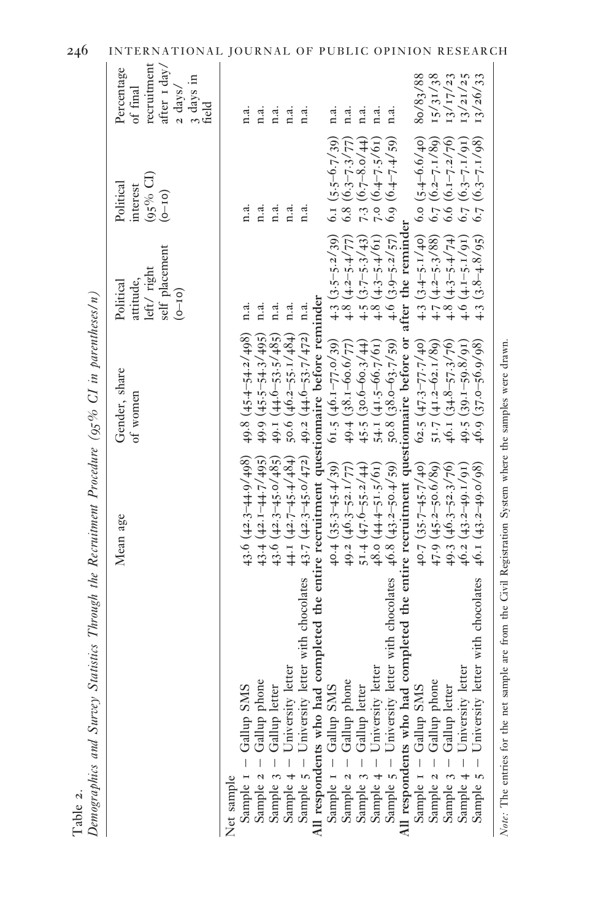Table 2.
*Demographics and Survey Statistics Through the Recruitment Procedure (95% CI in parentheses/n)*

| | Mean age | Gender, share of women | Political attitude, left/ right self placement (0–10) | Political interest (95% CI) (0–10) | Percentage of final recruitment after 1 day/ 2 days/ 3 days in field |
|---|---|---|---|---|---|
| Net sample | | | | | |
| Sample 1 – Gallup SMS | 43.6 (42.3–44.9/498) | 49.8 (45.4–54.2/498) | n.a. | n.a. | n.a. |
| Sample 2 – Gallup phone | 43.4 (42.1–44.7/495) | 49.9 (45.5–54.3/495) | n.a. | n.a. | n.a. |
| Sample 3 – Gallup letter | 43.6 (42.3–45.0/485) | 49.1 (44.6–53.5/485) | n.a. | n.a. | n.a. |
| Sample 4 – University letter | 44.1 (42.7–45.4/484) | 50.6 (46.2–55.1/484) | n.a. | n.a. | n.a. |
| Sample 5 – University letter with chocolates | 43.7 (42.3–45.0/472) | 49.2 (44.6–53.7/472) | n.a. | n.a. | n.a. |
| **All respondents who had completed the entire recruitment questionnaire before reminder** | | | | | |
| Sample 1 – Gallup SMS | 40.4 (35.3–45.4/39) | 61.5 (46.1–77.0/39) | 4.3 (3.5–5.2/39) | 6.1 (5.5–6.7/39) | n.a. |
| Sample 2 – Gallup phone | 49.2 (46.3–52.1/77) | 49.4 (38.1–60.6/77) | 4.8 (4.2–5.4/77) | 6.8 (6.3–7.3/77) | n.a. |
| Sample 3 – Gallup letter | 51.4 (47.6–55.2/44) | 45.5 (30.6–60.3/44) | 4.5 (3.7–5.3/43) | 7.3 (6.7–8.0/44) | n.a. |
| Sample 4 – University letter | 48.0 (44.4–51.5/61) | 54.1 (41.5–66.7/61) | 4.8 (4.3–5.4/61) | 7.0 (6.4–7.5/61) | n.a. |
| Sample 5 – University letter with chocolates | 46.8 (43.2–50.4/59) | 50.8 (38.0–63.7/59) | 4.6 (3.9–5.2/57) | 6.9 (6.4–7.4/59) | n.a. |
| **All respondents who had completed the entire recruitment questionnaire before or after the reminder** | | | | | |
| Sample 1 – Gallup SMS | 40.7 (35.7–45.7/40) | 62.5 (47.3–77.7/40) | 4.3 (3.4–5.1/40) | 6.0 (5.4–6.6/40) | 80/83/88 |
| Sample 2 – Gallup phone | 47.9 (45.2–50.6/89) | 51.7 (41.2–62.1/89) | 4.7 (4.2–5.3/88) | 6.7 (6.2–7.1/89) | 15/31/38 |
| Sample 3 – Gallup letter | 49.3 (46.3–52.3/76) | 46.1 (34.8–57.3/76) | 4.8 (4.3–5.4/74) | 6.6 (6.1–7.2/76) | 13/17/23 |
| Sample 4 – University letter | 46.2 (43.2–49.1/91) | 49.5 (39.1–59.8/91) | 4.6 (4.1–5.1/91) | 6.7 (6.3–7.1/91) | 13/21/25 |
| Sample 5 – University letter with chocolates | 46.1 (43.2–49.0/98) | 46.9 (37.0–56.9/98) | 4.3 (3.8–4.8/95) | 6.7 (6.3–7.1/98) | 13/26/33 |

*Note:* The entries for the net sample are from the Civil Registration System where the samples were drawn.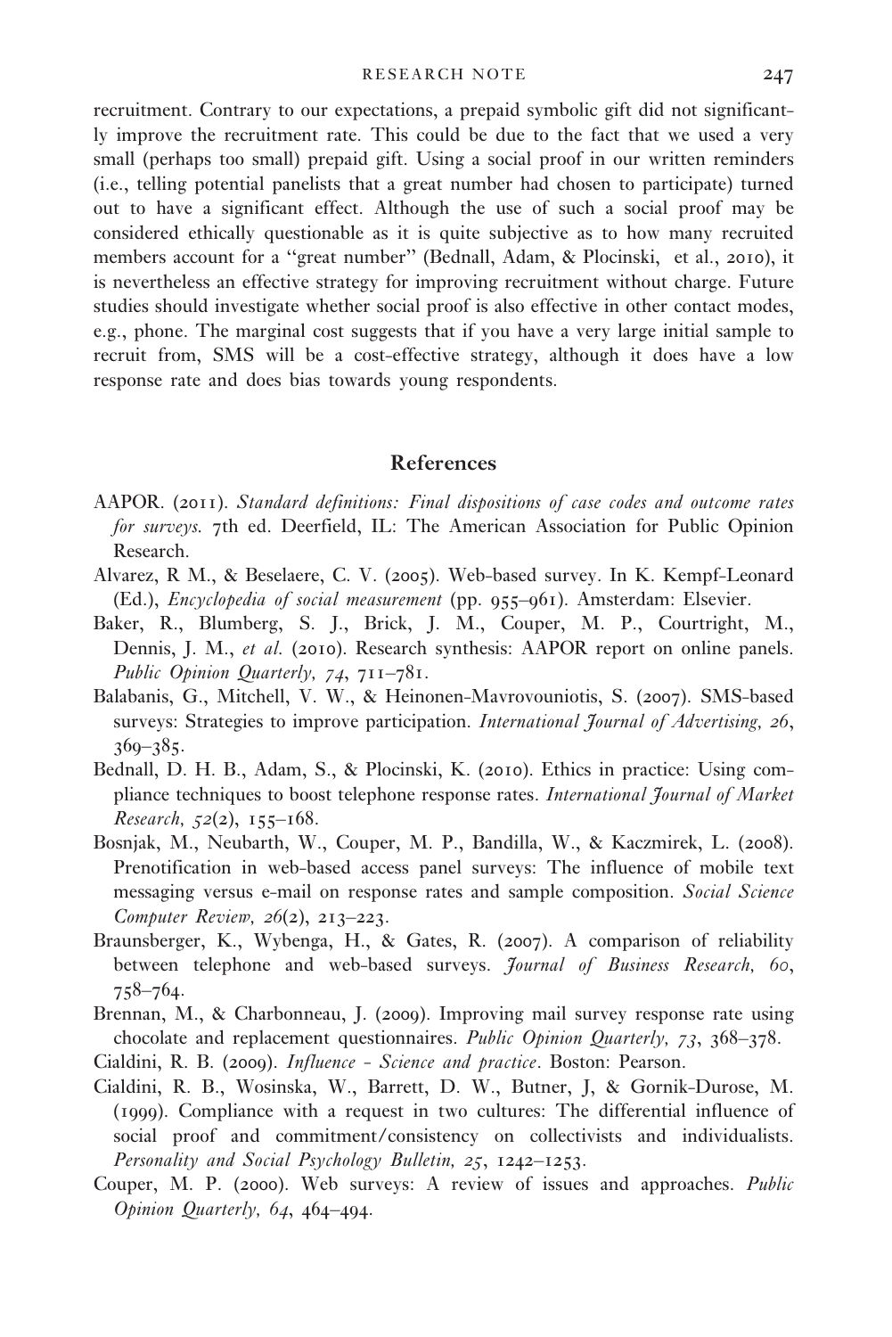recruitment. Contrary to our expectations, a prepaid symbolic gift did not significantly improve the recruitment rate. This could be due to the fact that we used a very small (perhaps too small) prepaid gift. Using a social proof in our written reminders (i.e., telling potential panelists that a great number had chosen to participate) turned out to have a significant effect. Although the use of such a social proof may be considered ethically questionable as it is quite subjective as to how many recruited members account for a "great number" (Bednall, Adam, & Plocinski, et al., 2010), it is nevertheless an effective strategy for improving recruitment without charge. Future studies should investigate whether social proof is also effective in other contact modes, e.g., phone. The marginal cost suggests that if you have a very large initial sample to recruit from, SMS will be a cost-effective strategy, although it does have a low response rate and does bias towards young respondents.

## References

AAPOR. (2011). *Standard definitions: Final dispositions of case codes and outcome rates for surveys.* 7th ed. Deerfield, IL: The American Association for Public Opinion Research.

Alvarez, R M., & Beselaere, C. V. (2005). Web-based survey. In K. Kempf-Leonard (Ed.), *Encyclopedia of social measurement* (pp. 955–961). Amsterdam: Elsevier.

Baker, R., Blumberg, S. J., Brick, J. M., Couper, M. P., Courtright, M., Dennis, J. M., *et al.* (2010). Research synthesis: AAPOR report on online panels. *Public Opinion Quarterly, 74*, 711–781.

Balabanis, G., Mitchell, V. W., & Heinonen-Mavrovouniotis, S. (2007). SMS-based surveys: Strategies to improve participation. *International Journal of Advertising, 26*, 369–385.

Bednall, D. H. B., Adam, S., & Plocinski, K. (2010). Ethics in practice: Using compliance techniques to boost telephone response rates. *International Journal of Market Research, 52*(2), 155–168.

Bosnjak, M., Neubarth, W., Couper, M. P., Bandilla, W., & Kaczmirek, L. (2008). Prenotification in web-based access panel surveys: The influence of mobile text messaging versus e-mail on response rates and sample composition. *Social Science Computer Review, 26*(2), 213–223.

Braunsberger, K., Wybenga, H., & Gates, R. (2007). A comparison of reliability between telephone and web-based surveys. *Journal of Business Research, 60*, 758–764.

Brennan, M., & Charbonneau, J. (2009). Improving mail survey response rate using chocolate and replacement questionnaires. *Public Opinion Quarterly, 73*, 368–378.

Cialdini, R. B. (2009). *Influence - Science and practice*. Boston: Pearson.

Cialdini, R. B., Wosinska, W., Barrett, D. W., Butner, J, & Gornik-Durose, M. (1999). Compliance with a request in two cultures: The differential influence of social proof and commitment/consistency on collectivists and individualists. *Personality and Social Psychology Bulletin, 25*, 1242–1253.

Couper, M. P. (2000). Web surveys: A review of issues and approaches. *Public Opinion Quarterly, 64*, 464–494.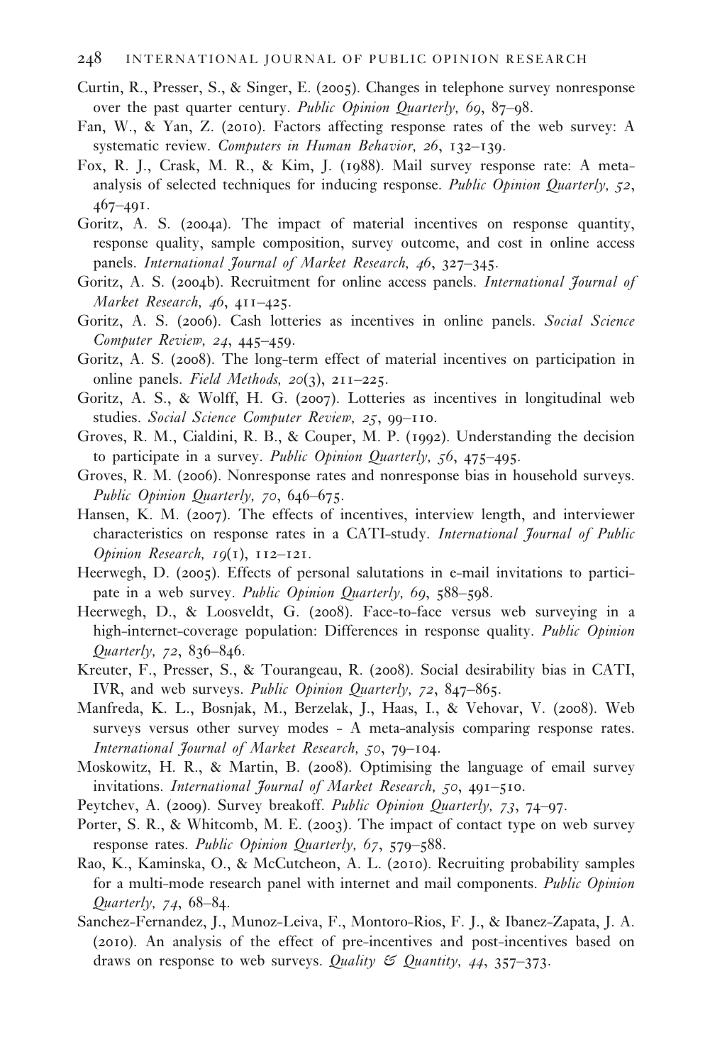Curtin, R., Presser, S., & Singer, E. (2005). Changes in telephone survey nonresponse over the past quarter century. *Public Opinion Quarterly, 69*, 87–98.

Fan, W., & Yan, Z. (2010). Factors affecting response rates of the web survey: A systematic review. *Computers in Human Behavior, 26*, 132–139.

Fox, R. J., Crask, M. R., & Kim, J. (1988). Mail survey response rate: A meta-analysis of selected techniques for inducing response. *Public Opinion Quarterly, 52*, 467–491.

Goritz, A. S. (2004a). The impact of material incentives on response quantity, response quality, sample composition, survey outcome, and cost in online access panels. *International Journal of Market Research, 46*, 327–345.

Goritz, A. S. (2004b). Recruitment for online access panels. *International Journal of Market Research, 46*, 411–425.

Goritz, A. S. (2006). Cash lotteries as incentives in online panels. *Social Science Computer Review, 24*, 445–459.

Goritz, A. S. (2008). The long-term effect of material incentives on participation in online panels. *Field Methods, 20*(3), 211–225.

Goritz, A. S., & Wolff, H. G. (2007). Lotteries as incentives in longitudinal web studies. *Social Science Computer Review, 25*, 99–110.

Groves, R. M., Cialdini, R. B., & Couper, M. P. (1992). Understanding the decision to participate in a survey. *Public Opinion Quarterly, 56*, 475–495.

Groves, R. M. (2006). Nonresponse rates and nonresponse bias in household surveys. *Public Opinion Quarterly, 70*, 646–675.

Hansen, K. M. (2007). The effects of incentives, interview length, and interviewer characteristics on response rates in a CATI-study. *International Journal of Public Opinion Research, 19*(1), 112–121.

Heerwegh, D. (2005). Effects of personal salutations in e-mail invitations to participate in a web survey. *Public Opinion Quarterly, 69*, 588–598.

Heerwegh, D., & Loosveldt, G. (2008). Face-to-face versus web surveying in a high-internet-coverage population: Differences in response quality. *Public Opinion Quarterly, 72*, 836–846.

Kreuter, F., Presser, S., & Tourangeau, R. (2008). Social desirability bias in CATI, IVR, and web surveys. *Public Opinion Quarterly, 72*, 847–865.

Manfreda, K. L., Bosnjak, M., Berzelak, J., Haas, I., & Vehovar, V. (2008). Web surveys versus other survey modes - A meta-analysis comparing response rates. *International Journal of Market Research, 50*, 79–104.

Moskowitz, H. R., & Martin, B. (2008). Optimising the language of email survey invitations. *International Journal of Market Research, 50*, 491–510.

Peytchev, A. (2009). Survey breakoff. *Public Opinion Quarterly, 73*, 74–97.

Porter, S. R., & Whitcomb, M. E. (2003). The impact of contact type on web survey response rates. *Public Opinion Quarterly, 67*, 579–588.

Rao, K., Kaminska, O., & McCutcheon, A. L. (2010). Recruiting probability samples for a multi-mode research panel with internet and mail components. *Public Opinion Quarterly, 74*, 68–84.

Sanchez-Fernandez, J., Munoz-Leiva, F., Montoro-Rios, F. J., & Ibanez-Zapata, J. A. (2010). An analysis of the effect of pre-incentives and post-incentives based on draws on response to web surveys. *Quality & Quantity, 44*, 357–373.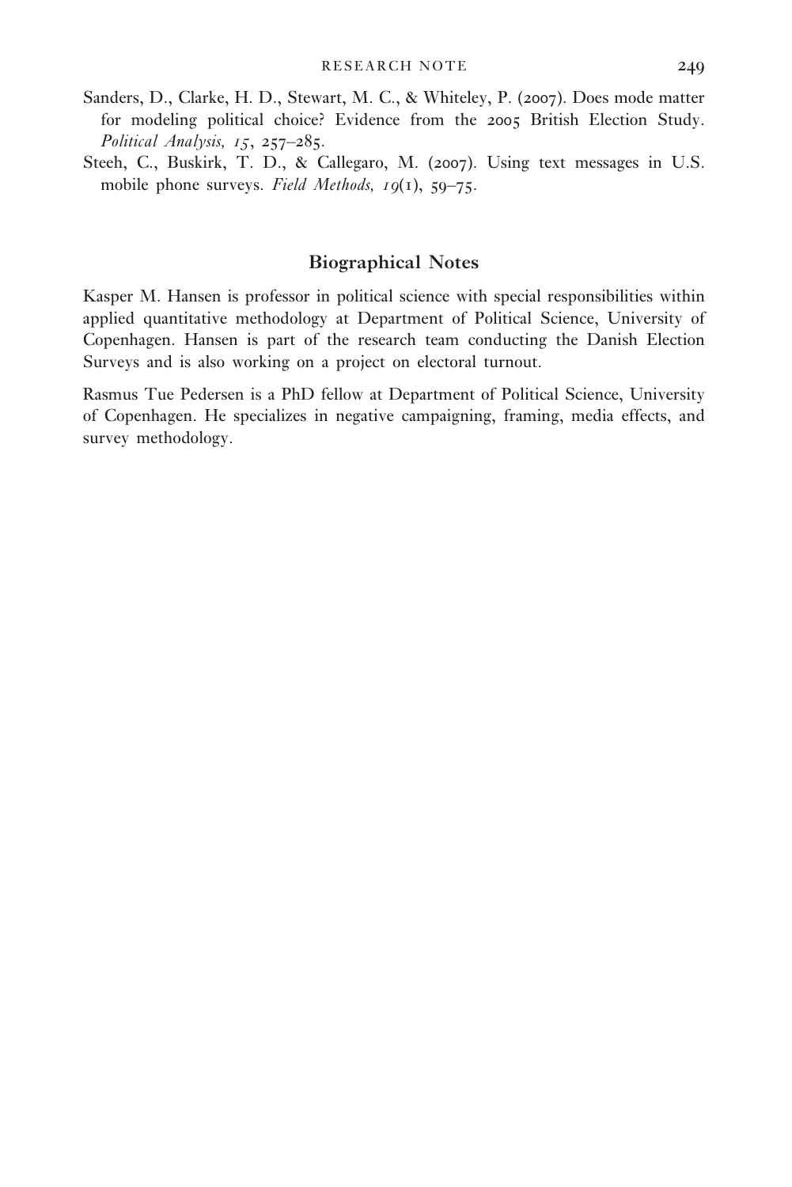Sanders, D., Clarke, H. D., Stewart, M. C., & Whiteley, P. (2007). Does mode matter for modeling political choice? Evidence from the 2005 British Election Study. *Political Analysis, 15*, 257–285.

Steeh, C., Buskirk, T. D., & Callegaro, M. (2007). Using text messages in U.S. mobile phone surveys. *Field Methods, 19*(1), 59–75.

## Biographical Notes

Kasper M. Hansen is professor in political science with special responsibilities within applied quantitative methodology at Department of Political Science, University of Copenhagen. Hansen is part of the research team conducting the Danish Election Surveys and is also working on a project on electoral turnout.

Rasmus Tue Pedersen is a PhD fellow at Department of Political Science, University of Copenhagen. He specializes in negative campaigning, framing, media effects, and survey methodology.